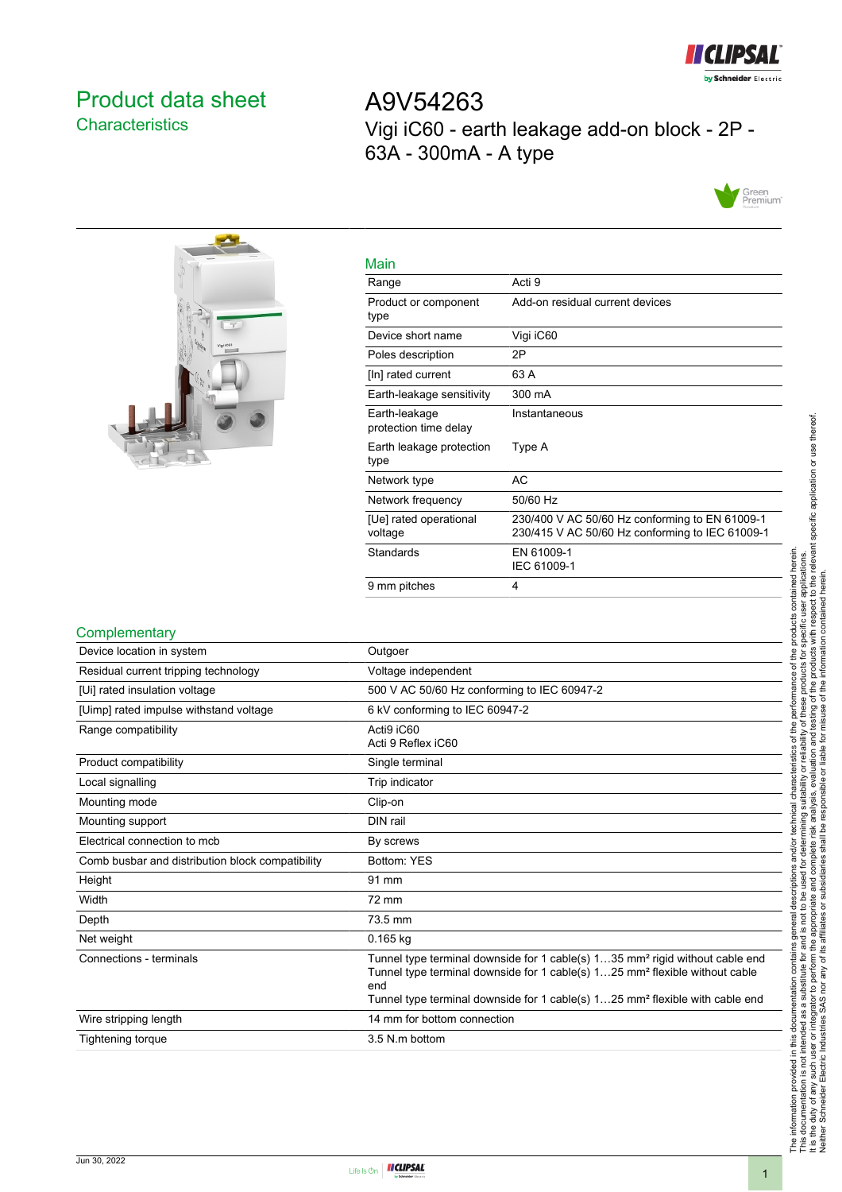# Product data sheet

## Characteristics

# A9V54263

Vigi iC60 - earth leakage add-on block - 2P - 63A - 300mA - A type

### Main

| | |
|---|---|
| Range | Acti 9 |
| Product or component type | Add-on residual current devices |
| Device short name | Vigi iC60 |
| Poles description | 2P |
| [In] rated current | 63 A |
| Earth-leakage sensitivity | 300 mA |
| Earth-leakage protection time delay | Instantaneous |
| Earth leakage protection type | Type A |
| Network type | AC |
| Network frequency | 50/60 Hz |
| [Ue] rated operational voltage | 230/400 V AC 50/60 Hz conforming to EN 61009-1<br>230/415 V AC 50/60 Hz conforming to IEC 61009-1 |
| Standards | EN 61009-1<br>IEC 61009-1 |
| 9 mm pitches | 4 |

### Complementary

| | |
|---|---|
| Device location in system | Outgoer |
| Residual current tripping technology | Voltage independent |
| [Ui] rated insulation voltage | 500 V AC 50/60 Hz conforming to IEC 60947-2 |
| [Uimp] rated impulse withstand voltage | 6 kV conforming to IEC 60947-2 |
| Range compatibility | Acti9 iC60<br>Acti 9 Reflex iC60 |
| Product compatibility | Single terminal |
| Local signalling | Trip indicator |
| Mounting mode | Clip-on |
| Mounting support | DIN rail |
| Electrical connection to mcb | By screws |
| Comb busbar and distribution block compatibility | Bottom: YES |
| Height | 91 mm |
| Width | 72 mm |
| Depth | 73.5 mm |
| Net weight | 0.165 kg |
| Connections - terminals | Tunnel type terminal downside for 1 cable(s) 1…35 mm² rigid without cable end<br>Tunnel type terminal downside for 1 cable(s) 1…25 mm² flexible without cable end<br>Tunnel type terminal downside for 1 cable(s) 1…25 mm² flexible with cable end |
| Wire stripping length | 14 mm for bottom connection |
| Tightening torque | 3.5 N.m bottom |

The information provided in this documentation contains general descriptions and/or technical characteristics of the performance of the products contained herein. This documentation is not intended as a substitute for and is not to be used for determining suitability or reliability of these products for specific user applications. It is the duty of any such user or integrator to perform the appropriate and complete risk analysis, evaluation and testing of the products with respect to the relevant specific application or use thereof. Neither Schneider Electric Industries SAS nor any of its affiliates or subsidiaries shall be responsible or liable for misuse of the information contained herein.

Jun 30, 2022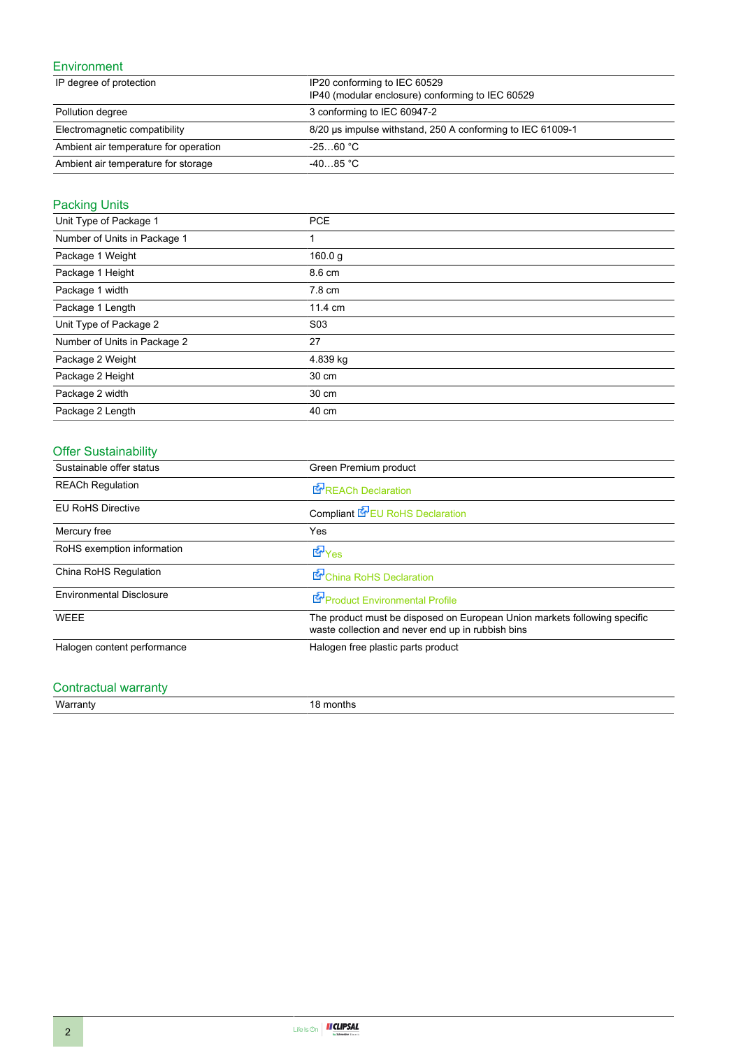## Environment

| | |
|---|---|
| IP degree of protection | IP20 conforming to IEC 60529<br>IP40 (modular enclosure) conforming to IEC 60529 |
| Pollution degree | 3 conforming to IEC 60947-2 |
| Electromagnetic compatibility | 8/20 µs impulse withstand, 250 A conforming to IEC 61009-1 |
| Ambient air temperature for operation | -25…60 °C |
| Ambient air temperature for storage | -40…85 °C |

## Packing Units

| | |
|---|---|
| Unit Type of Package 1 | PCE |
| Number of Units in Package 1 | 1 |
| Package 1 Weight | 160.0 g |
| Package 1 Height | 8.6 cm |
| Package 1 width | 7.8 cm |
| Package 1 Length | 11.4 cm |
| Unit Type of Package 2 | S03 |
| Number of Units in Package 2 | 27 |
| Package 2 Weight | 4.839 kg |
| Package 2 Height | 30 cm |
| Package 2 width | 30 cm |
| Package 2 Length | 40 cm |

## Offer Sustainability

| | |
|---|---|
| Sustainable offer status | Green Premium product |
| REACh Regulation | REACh Declaration |
| EU RoHS Directive | Compliant EU RoHS Declaration |
| Mercury free | Yes |
| RoHS exemption information | Yes |
| China RoHS Regulation | China RoHS Declaration |
| Environmental Disclosure | Product Environmental Profile |
| WEEE | The product must be disposed on European Union markets following specific waste collection and never end up in rubbish bins |
| Halogen content performance | Halogen free plastic parts product |

## Contractual warranty

| | |
|---|---|
| Warranty | 18 months |